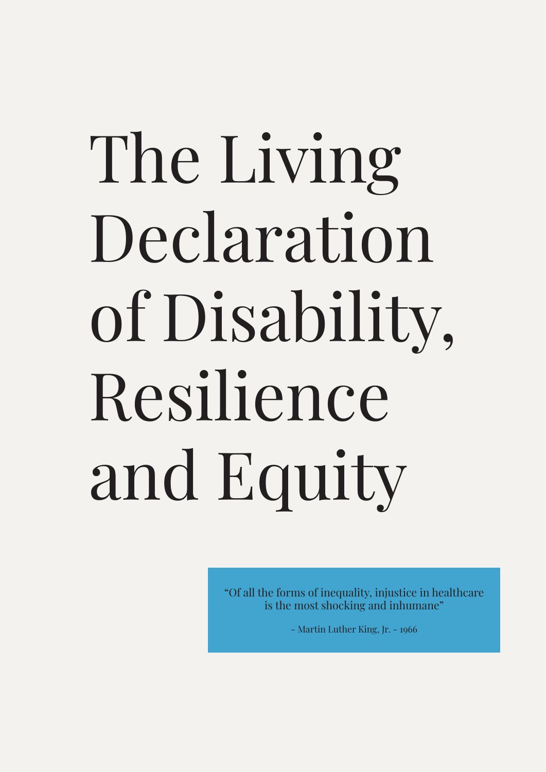# The Living Declaration of Disability, Resilience and Equity

> "Of all the forms of inequality, injustice in healthcare is the most shocking and inhumane"
>
> - Martin Luther King, Jr. - 1966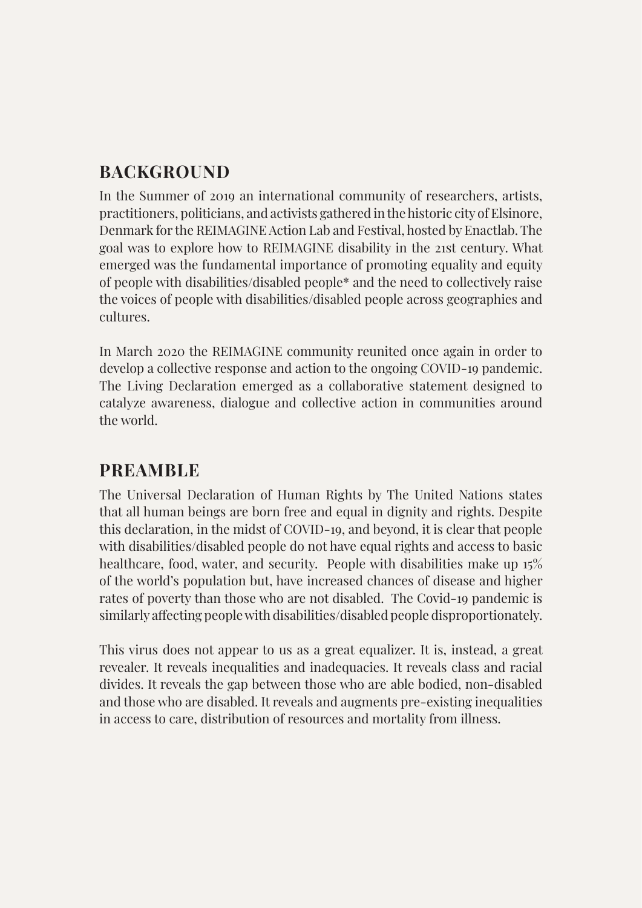## BACKGROUND

In the Summer of 2019 an international community of researchers, artists, practitioners, politicians, and activists gathered in the historic city of Elsinore, Denmark for the REIMAGINE Action Lab and Festival, hosted by Enactlab. The goal was to explore how to REIMAGINE disability in the 21st century. What emerged was the fundamental importance of promoting equality and equity of people with disabilities/disabled people* and the need to collectively raise the voices of people with disabilities/disabled people across geographies and cultures.

In March 2020 the REIMAGINE community reunited once again in order to develop a collective response and action to the ongoing COVID-19 pandemic. The Living Declaration emerged as a collaborative statement designed to catalyze awareness, dialogue and collective action in communities around the world.

## PREAMBLE

The Universal Declaration of Human Rights by The United Nations states that all human beings are born free and equal in dignity and rights. Despite this declaration, in the midst of COVID-19, and beyond, it is clear that people with disabilities/disabled people do not have equal rights and access to basic healthcare, food, water, and security. People with disabilities make up 15% of the world's population but, have increased chances of disease and higher rates of poverty than those who are not disabled. The Covid-19 pandemic is similarly affecting people with disabilities/disabled people disproportionately.

This virus does not appear to us as a great equalizer. It is, instead, a great revealer. It reveals inequalities and inadequacies. It reveals class and racial divides. It reveals the gap between those who are able bodied, non-disabled and those who are disabled. It reveals and augments pre-existing inequalities in access to care, distribution of resources and mortality from illness.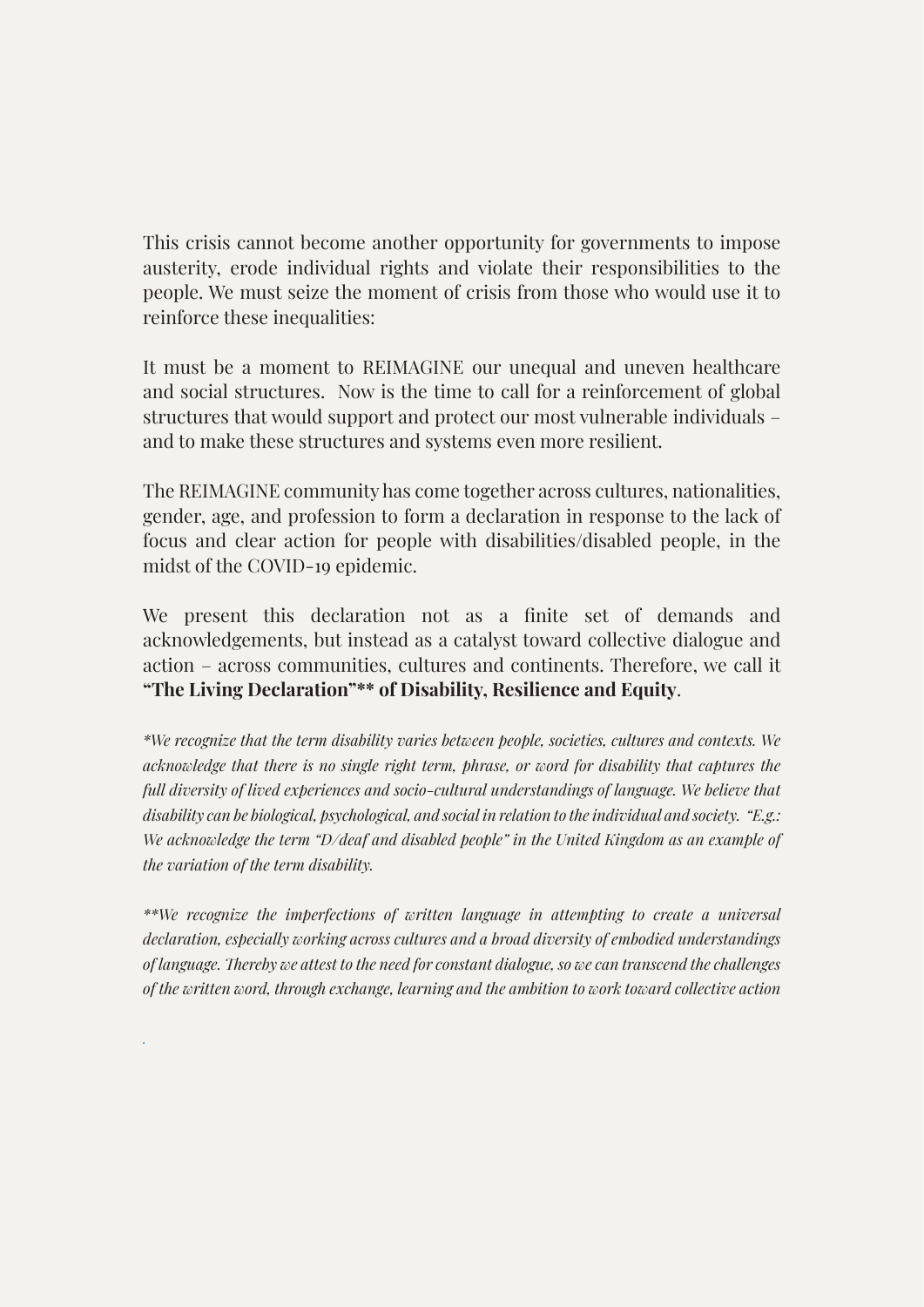This crisis cannot become another opportunity for governments to impose austerity, erode individual rights and violate their responsibilities to the people. We must seize the moment of crisis from those who would use it to reinforce these inequalities:

It must be a moment to REIMAGINE our unequal and uneven healthcare and social structures. Now is the time to call for a reinforcement of global structures that would support and protect our most vulnerable individuals – and to make these structures and systems even more resilient.

The REIMAGINE community has come together across cultures, nationalities, gender, age, and profession to form a declaration in response to the lack of focus and clear action for people with disabilities/disabled people, in the midst of the COVID-19 epidemic.

We present this declaration not as a finite set of demands and acknowledgements, but instead as a catalyst toward collective dialogue and action – across communities, cultures and continents. Therefore, we call it **"The Living Declaration"\*\* of Disability, Resilience and Equity**.

*\*We recognize that the term disability varies between people, societies, cultures and contexts. We acknowledge that there is no single right term, phrase, or word for disability that captures the full diversity of lived experiences and socio-cultural understandings of language. We believe that disability can be biological, psychological, and social in relation to the individual and society. "E.g.: We acknowledge the term "D/deaf and disabled people" in the United Kingdom as an example of the variation of the term disability.*

*\*\*We recognize the imperfections of written language in attempting to create a universal declaration, especially working across cultures and a broad diversity of embodied understandings of language. Thereby we attest to the need for constant dialogue, so we can transcend the challenges of the written word, through exchange, learning and the ambition to work toward collective action*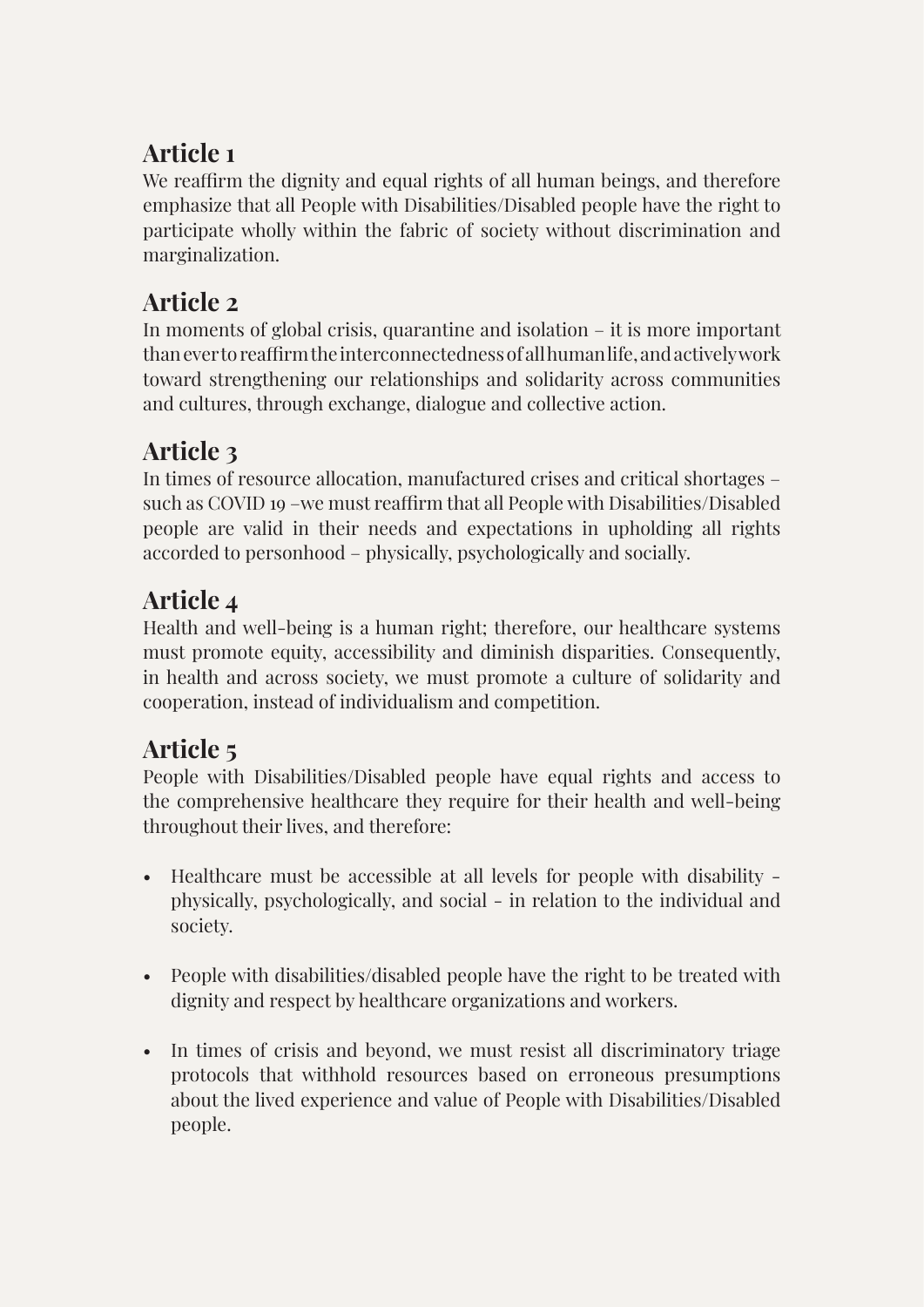## Article 1

We reaffirm the dignity and equal rights of all human beings, and therefore emphasize that all People with Disabilities/Disabled people have the right to participate wholly within the fabric of society without discrimination and marginalization.

## Article 2

In moments of global crisis, quarantine and isolation – it is more important than ever to reaffirm the interconnectedness of all human life, and actively work toward strengthening our relationships and solidarity across communities and cultures, through exchange, dialogue and collective action.

## Article 3

In times of resource allocation, manufactured crises and critical shortages – such as COVID 19 –we must reaffirm that all People with Disabilities/Disabled people are valid in their needs and expectations in upholding all rights accorded to personhood – physically, psychologically and socially.

## Article 4

Health and well-being is a human right; therefore, our healthcare systems must promote equity, accessibility and diminish disparities. Consequently, in health and across society, we must promote a culture of solidarity and cooperation, instead of individualism and competition.

## Article 5

People with Disabilities/Disabled people have equal rights and access to the comprehensive healthcare they require for their health and well-being throughout their lives, and therefore:

- Healthcare must be accessible at all levels for people with disability - physically, psychologically, and social - in relation to the individual and society.
- People with disabilities/disabled people have the right to be treated with dignity and respect by healthcare organizations and workers.
- In times of crisis and beyond, we must resist all discriminatory triage protocols that withhold resources based on erroneous presumptions about the lived experience and value of People with Disabilities/Disabled people.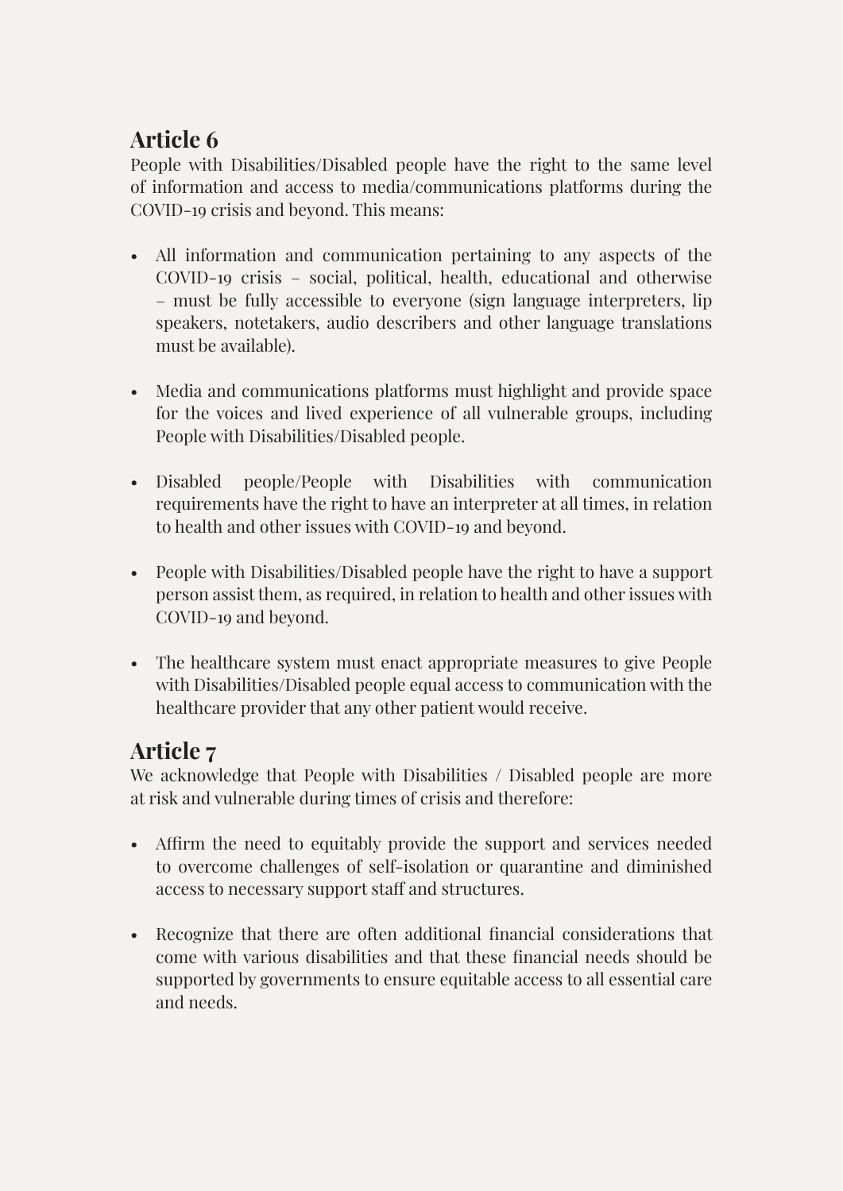## Article 6

People with Disabilities/Disabled people have the right to the same level of information and access to media/communications platforms during the COVID-19 crisis and beyond. This means:

- All information and communication pertaining to any aspects of the COVID-19 crisis – social, political, health, educational and otherwise – must be fully accessible to everyone (sign language interpreters, lip speakers, notetakers, audio describers and other language translations must be available).

- Media and communications platforms must highlight and provide space for the voices and lived experience of all vulnerable groups, including People with Disabilities/Disabled people.

- Disabled people/People with Disabilities with communication requirements have the right to have an interpreter at all times, in relation to health and other issues with COVID-19 and beyond.

- People with Disabilities/Disabled people have the right to have a support person assist them, as required, in relation to health and other issues with COVID-19 and beyond.

- The healthcare system must enact appropriate measures to give People with Disabilities/Disabled people equal access to communication with the healthcare provider that any other patient would receive.

## Article 7

We acknowledge that People with Disabilities / Disabled people are more at risk and vulnerable during times of crisis and therefore:

- Affirm the need to equitably provide the support and services needed to overcome challenges of self-isolation or quarantine and diminished access to necessary support staff and structures.

- Recognize that there are often additional financial considerations that come with various disabilities and that these financial needs should be supported by governments to ensure equitable access to all essential care and needs.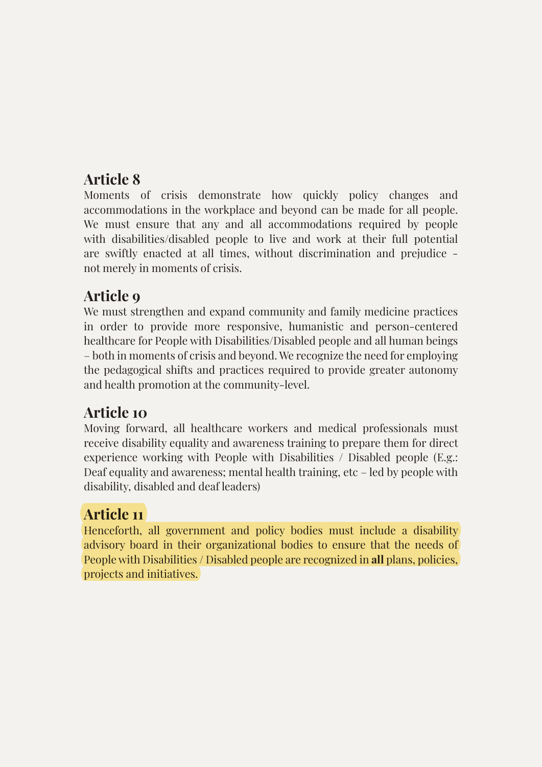## Article 8

Moments of crisis demonstrate how quickly policy changes and accommodations in the workplace and beyond can be made for all people. We must ensure that any and all accommodations required by people with disabilities/disabled people to live and work at their full potential are swiftly enacted at all times, without discrimination and prejudice - not merely in moments of crisis.

## Article 9

We must strengthen and expand community and family medicine practices in order to provide more responsive, humanistic and person-centered healthcare for People with Disabilities/Disabled people and all human beings – both in moments of crisis and beyond. We recognize the need for employing the pedagogical shifts and practices required to provide greater autonomy and health promotion at the community-level.

## Article 10

Moving forward, all healthcare workers and medical professionals must receive disability equality and awareness training to prepare them for direct experience working with People with Disabilities / Disabled people (E.g.: Deaf equality and awareness; mental health training, etc – led by people with disability, disabled and deaf leaders)

## Article 11

Henceforth, all government and policy bodies must include a disability advisory board in their organizational bodies to ensure that the needs of People with Disabilities / Disabled people are recognized in **all** plans, policies, projects and initiatives.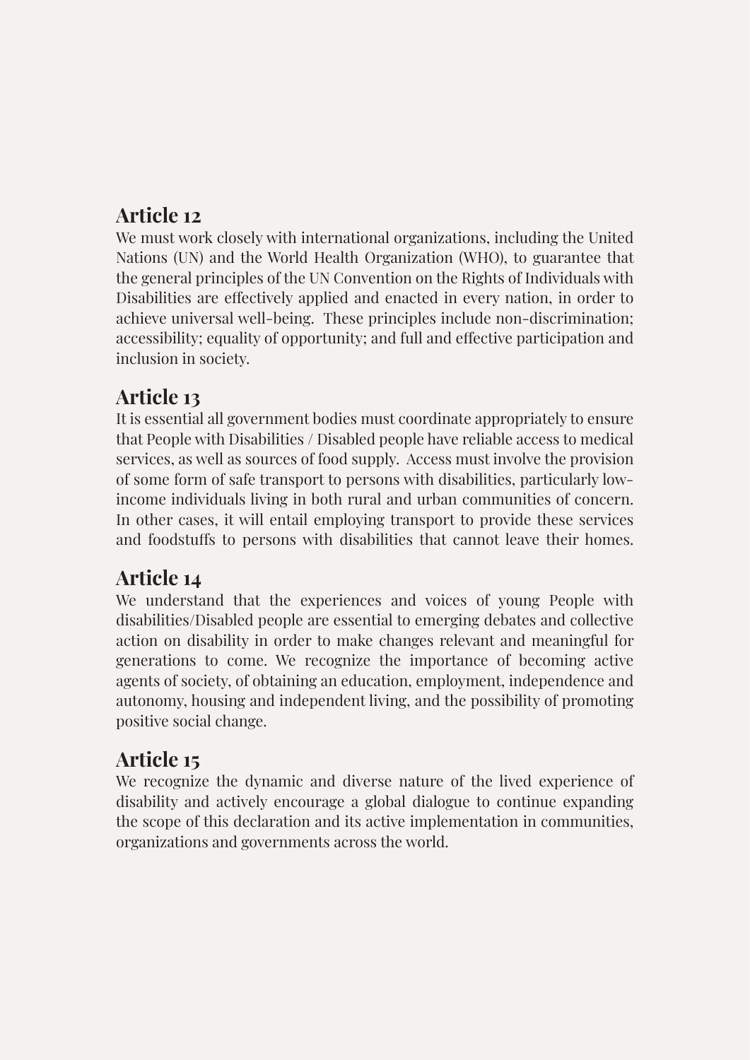## Article 12

We must work closely with international organizations, including the United Nations (UN) and the World Health Organization (WHO), to guarantee that the general principles of the UN Convention on the Rights of Individuals with Disabilities are effectively applied and enacted in every nation, in order to achieve universal well-being. These principles include non-discrimination; accessibility; equality of opportunity; and full and effective participation and inclusion in society.

## Article 13

It is essential all government bodies must coordinate appropriately to ensure that People with Disabilities / Disabled people have reliable access to medical services, as well as sources of food supply. Access must involve the provision of some form of safe transport to persons with disabilities, particularly low-income individuals living in both rural and urban communities of concern. In other cases, it will entail employing transport to provide these services and foodstuffs to persons with disabilities that cannot leave their homes.

## Article 14

We understand that the experiences and voices of young People with disabilities/Disabled people are essential to emerging debates and collective action on disability in order to make changes relevant and meaningful for generations to come. We recognize the importance of becoming active agents of society, of obtaining an education, employment, independence and autonomy, housing and independent living, and the possibility of promoting positive social change.

## Article 15

We recognize the dynamic and diverse nature of the lived experience of disability and actively encourage a global dialogue to continue expanding the scope of this declaration and its active implementation in communities, organizations and governments across the world.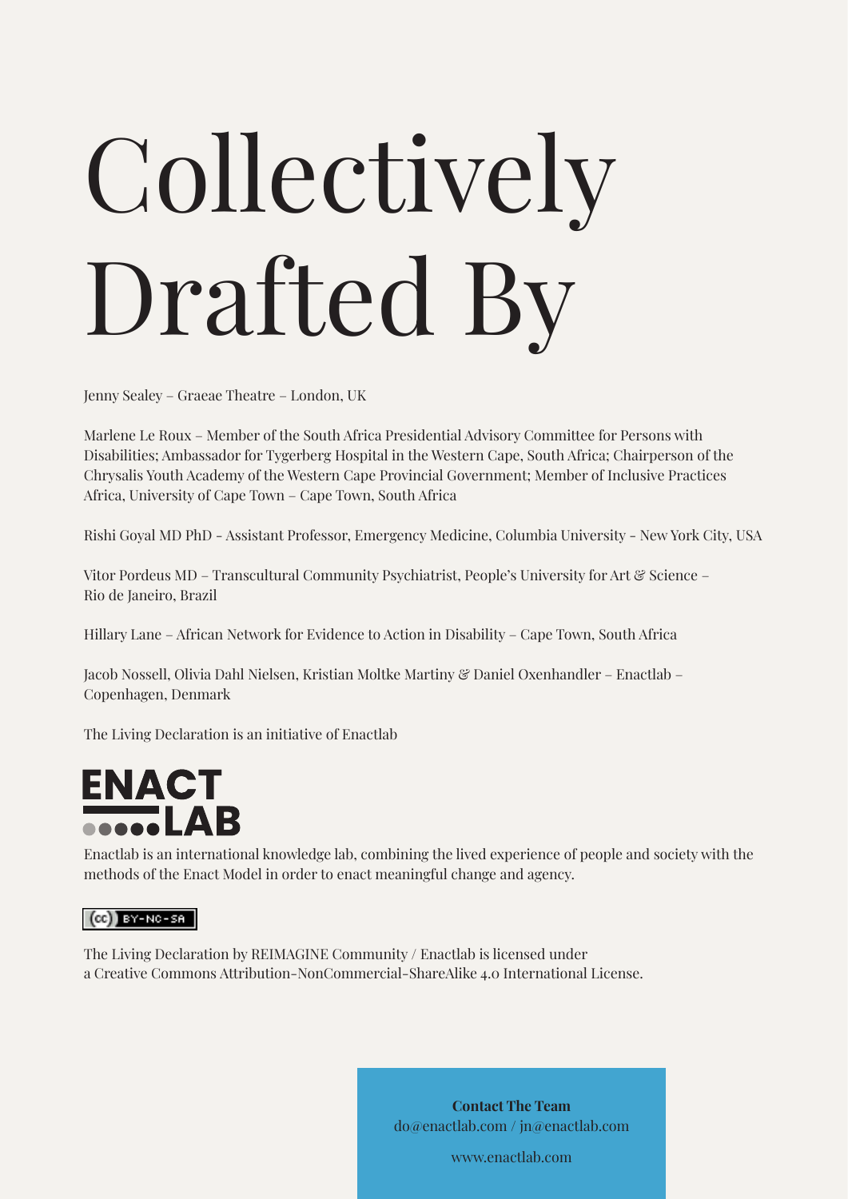# Collectively Drafted By

Jenny Sealey – Graeae Theatre – London, UK

Marlene Le Roux – Member of the South Africa Presidential Advisory Committee for Persons with Disabilities; Ambassador for Tygerberg Hospital in the Western Cape, South Africa; Chairperson of the Chrysalis Youth Academy of the Western Cape Provincial Government; Member of Inclusive Practices Africa, University of Cape Town – Cape Town, South Africa

Rishi Goyal MD PhD - Assistant Professor, Emergency Medicine, Columbia University - New York City, USA

Vitor Pordeus MD – Transcultural Community Psychiatrist, People's University for Art & Science – Rio de Janeiro, Brazil

Hillary Lane – African Network for Evidence to Action in Disability – Cape Town, South Africa

Jacob Nossell, Olivia Dahl Nielsen, Kristian Moltke Martiny & Daniel Oxenhandler – Enactlab – Copenhagen, Denmark

The Living Declaration is an initiative of Enactlab

ENACT LAB

Enactlab is an international knowledge lab, combining the lived experience of people and society with the methods of the Enact Model in order to enact meaningful change and agency.

(cc) BY-NC-SA

The Living Declaration by REIMAGINE Community / Enactlab is licensed under a Creative Commons Attribution-NonCommercial-ShareAlike 4.0 International License.

**Contact The Team**
do@enactlab.com / jn@enactlab.com

www.enactlab.com